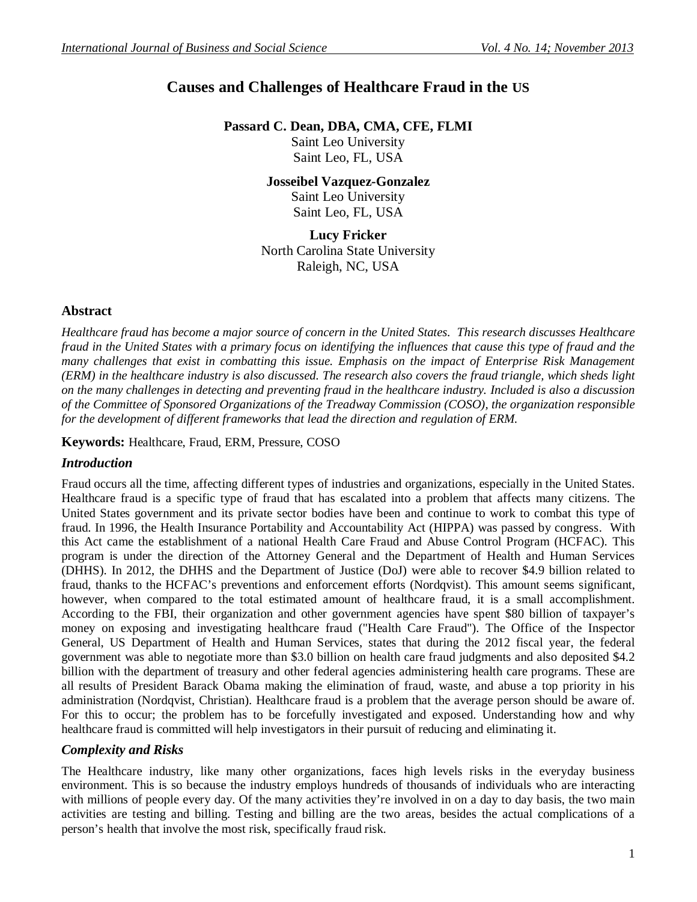# Causes and Challenges of Healthcare Fraud in the US

**Passard C. Dean, DBA, CMA, CFE, FLMI**
Saint Leo University
Saint Leo, FL, USA

**Josseibel Vazquez-Gonzalez**
Saint Leo University
Saint Leo, FL, USA

**Lucy Fricker**
North Carolina State University
Raleigh, NC, USA

## Abstract

*Healthcare fraud has become a major source of concern in the United States. This research discusses Healthcare fraud in the United States with a primary focus on identifying the influences that cause this type of fraud and the many challenges that exist in combatting this issue. Emphasis on the impact of Enterprise Risk Management (ERM) in the healthcare industry is also discussed. The research also covers the fraud triangle, which sheds light on the many challenges in detecting and preventing fraud in the healthcare industry. Included is also a discussion of the Committee of Sponsored Organizations of the Treadway Commission (COSO), the organization responsible for the development of different frameworks that lead the direction and regulation of ERM.*

**Keywords:** Healthcare, Fraud, ERM, Pressure, COSO

## *Introduction*

Fraud occurs all the time, affecting different types of industries and organizations, especially in the United States. Healthcare fraud is a specific type of fraud that has escalated into a problem that affects many citizens. The United States government and its private sector bodies have been and continue to work to combat this type of fraud. In 1996, the Health Insurance Portability and Accountability Act (HIPPA) was passed by congress. With this Act came the establishment of a national Health Care Fraud and Abuse Control Program (HCFAC). This program is under the direction of the Attorney General and the Department of Health and Human Services (DHHS). In 2012, the DHHS and the Department of Justice (DoJ) were able to recover $4.9 billion related to fraud, thanks to the HCFAC's preventions and enforcement efforts (Nordqvist). This amount seems significant, however, when compared to the total estimated amount of healthcare fraud, it is a small accomplishment. According to the FBI, their organization and other government agencies have spent $80 billion of taxpayer's money on exposing and investigating healthcare fraud ("Health Care Fraud"). The Office of the Inspector General, US Department of Health and Human Services, states that during the 2012 fiscal year, the federal government was able to negotiate more than $3.0 billion on health care fraud judgments and also deposited $4.2 billion with the department of treasury and other federal agencies administering health care programs. These are all results of President Barack Obama making the elimination of fraud, waste, and abuse a top priority in his administration (Nordqvist, Christian). Healthcare fraud is a problem that the average person should be aware of. For this to occur; the problem has to be forcefully investigated and exposed. Understanding how and why healthcare fraud is committed will help investigators in their pursuit of reducing and eliminating it.

## *Complexity and Risks*

The Healthcare industry, like many other organizations, faces high levels risks in the everyday business environment. This is so because the industry employs hundreds of thousands of individuals who are interacting with millions of people every day. Of the many activities they're involved in on a day to day basis, the two main activities are testing and billing. Testing and billing are the two areas, besides the actual complications of a person's health that involve the most risk, specifically fraud risk.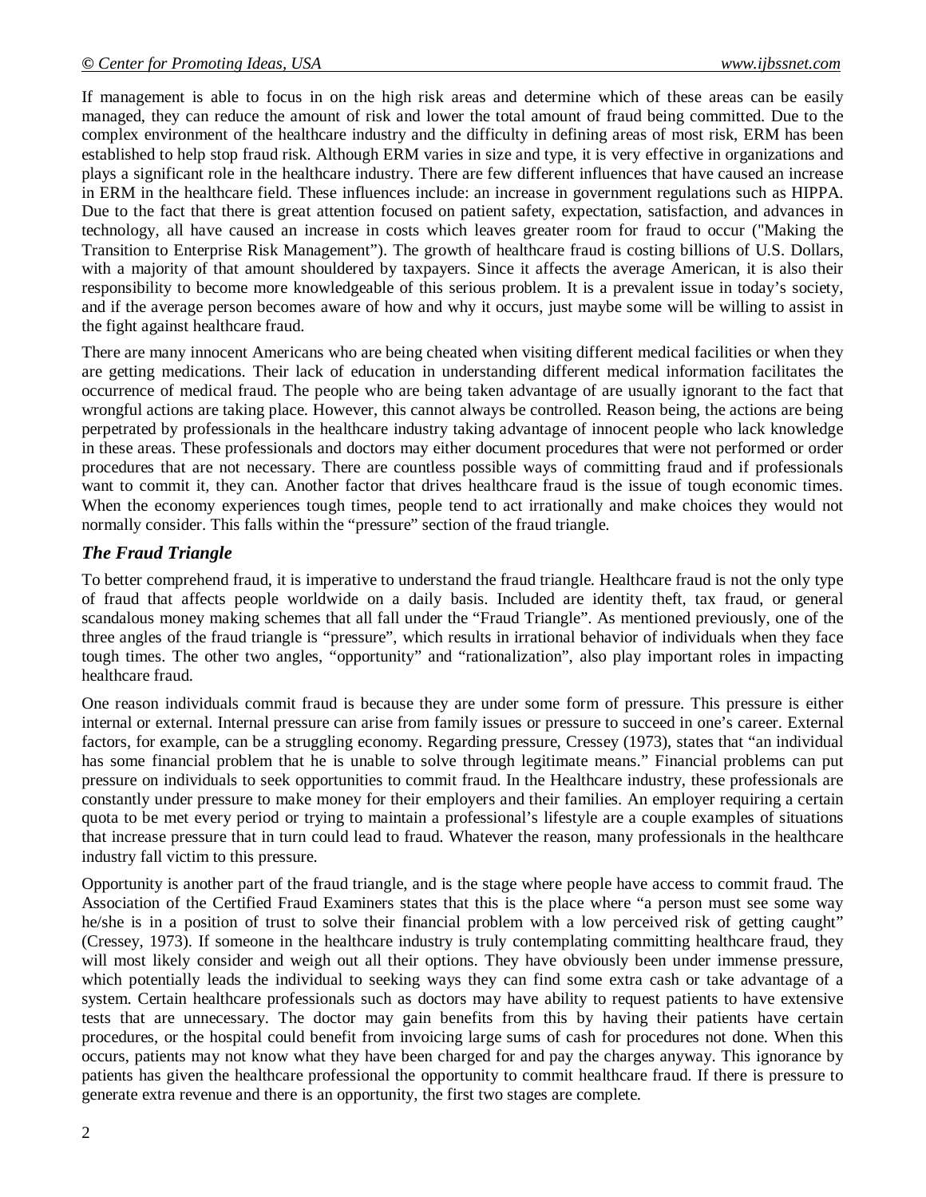If management is able to focus in on the high risk areas and determine which of these areas can be easily managed, they can reduce the amount of risk and lower the total amount of fraud being committed. Due to the complex environment of the healthcare industry and the difficulty in defining areas of most risk, ERM has been established to help stop fraud risk. Although ERM varies in size and type, it is very effective in organizations and plays a significant role in the healthcare industry. There are few different influences that have caused an increase in ERM in the healthcare field. These influences include: an increase in government regulations such as HIPPA. Due to the fact that there is great attention focused on patient safety, expectation, satisfaction, and advances in technology, all have caused an increase in costs which leaves greater room for fraud to occur ("Making the Transition to Enterprise Risk Management"). The growth of healthcare fraud is costing billions of U.S. Dollars, with a majority of that amount shouldered by taxpayers. Since it affects the average American, it is also their responsibility to become more knowledgeable of this serious problem. It is a prevalent issue in today's society, and if the average person becomes aware of how and why it occurs, just maybe some will be willing to assist in the fight against healthcare fraud.

There are many innocent Americans who are being cheated when visiting different medical facilities or when they are getting medications. Their lack of education in understanding different medical information facilitates the occurrence of medical fraud. The people who are being taken advantage of are usually ignorant to the fact that wrongful actions are taking place. However, this cannot always be controlled. Reason being, the actions are being perpetrated by professionals in the healthcare industry taking advantage of innocent people who lack knowledge in these areas. These professionals and doctors may either document procedures that were not performed or order procedures that are not necessary. There are countless possible ways of committing fraud and if professionals want to commit it, they can. Another factor that drives healthcare fraud is the issue of tough economic times. When the economy experiences tough times, people tend to act irrationally and make choices they would not normally consider. This falls within the "pressure" section of the fraud triangle.

### *The Fraud Triangle*

To better comprehend fraud, it is imperative to understand the fraud triangle. Healthcare fraud is not the only type of fraud that affects people worldwide on a daily basis. Included are identity theft, tax fraud, or general scandalous money making schemes that all fall under the "Fraud Triangle". As mentioned previously, one of the three angles of the fraud triangle is "pressure", which results in irrational behavior of individuals when they face tough times. The other two angles, "opportunity" and "rationalization", also play important roles in impacting healthcare fraud.

One reason individuals commit fraud is because they are under some form of pressure. This pressure is either internal or external. Internal pressure can arise from family issues or pressure to succeed in one's career. External factors, for example, can be a struggling economy. Regarding pressure, Cressey (1973), states that "an individual has some financial problem that he is unable to solve through legitimate means." Financial problems can put pressure on individuals to seek opportunities to commit fraud. In the Healthcare industry, these professionals are constantly under pressure to make money for their employers and their families. An employer requiring a certain quota to be met every period or trying to maintain a professional's lifestyle are a couple examples of situations that increase pressure that in turn could lead to fraud. Whatever the reason, many professionals in the healthcare industry fall victim to this pressure.

Opportunity is another part of the fraud triangle, and is the stage where people have access to commit fraud. The Association of the Certified Fraud Examiners states that this is the place where "a person must see some way he/she is in a position of trust to solve their financial problem with a low perceived risk of getting caught" (Cressey, 1973). If someone in the healthcare industry is truly contemplating committing healthcare fraud, they will most likely consider and weigh out all their options. They have obviously been under immense pressure, which potentially leads the individual to seeking ways they can find some extra cash or take advantage of a system. Certain healthcare professionals such as doctors may have ability to request patients to have extensive tests that are unnecessary. The doctor may gain benefits from this by having their patients have certain procedures, or the hospital could benefit from invoicing large sums of cash for procedures not done. When this occurs, patients may not know what they have been charged for and pay the charges anyway. This ignorance by patients has given the healthcare professional the opportunity to commit healthcare fraud. If there is pressure to generate extra revenue and there is an opportunity, the first two stages are complete.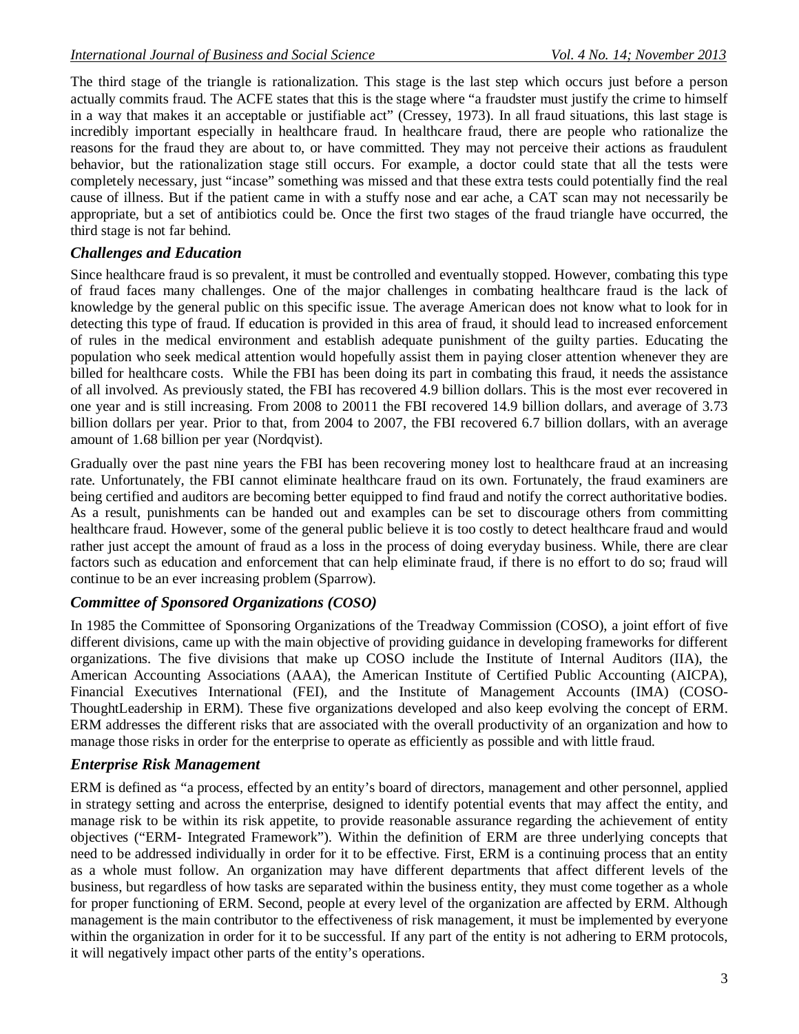The third stage of the triangle is rationalization. This stage is the last step which occurs just before a person actually commits fraud. The ACFE states that this is the stage where "a fraudster must justify the crime to himself in a way that makes it an acceptable or justifiable act" (Cressey, 1973). In all fraud situations, this last stage is incredibly important especially in healthcare fraud. In healthcare fraud, there are people who rationalize the reasons for the fraud they are about to, or have committed. They may not perceive their actions as fraudulent behavior, but the rationalization stage still occurs. For example, a doctor could state that all the tests were completely necessary, just "incase" something was missed and that these extra tests could potentially find the real cause of illness. But if the patient came in with a stuffy nose and ear ache, a CAT scan may not necessarily be appropriate, but a set of antibiotics could be. Once the first two stages of the fraud triangle have occurred, the third stage is not far behind.

### *Challenges and Education*

Since healthcare fraud is so prevalent, it must be controlled and eventually stopped. However, combating this type of fraud faces many challenges. One of the major challenges in combating healthcare fraud is the lack of knowledge by the general public on this specific issue. The average American does not know what to look for in detecting this type of fraud. If education is provided in this area of fraud, it should lead to increased enforcement of rules in the medical environment and establish adequate punishment of the guilty parties. Educating the population who seek medical attention would hopefully assist them in paying closer attention whenever they are billed for healthcare costs. While the FBI has been doing its part in combating this fraud, it needs the assistance of all involved. As previously stated, the FBI has recovered 4.9 billion dollars. This is the most ever recovered in one year and is still increasing. From 2008 to 20011 the FBI recovered 14.9 billion dollars, and average of 3.73 billion dollars per year. Prior to that, from 2004 to 2007, the FBI recovered 6.7 billion dollars, with an average amount of 1.68 billion per year (Nordqvist).

Gradually over the past nine years the FBI has been recovering money lost to healthcare fraud at an increasing rate. Unfortunately, the FBI cannot eliminate healthcare fraud on its own. Fortunately, the fraud examiners are being certified and auditors are becoming better equipped to find fraud and notify the correct authoritative bodies. As a result, punishments can be handed out and examples can be set to discourage others from committing healthcare fraud. However, some of the general public believe it is too costly to detect healthcare fraud and would rather just accept the amount of fraud as a loss in the process of doing everyday business. While, there are clear factors such as education and enforcement that can help eliminate fraud, if there is no effort to do so; fraud will continue to be an ever increasing problem (Sparrow).

### *Committee of Sponsored Organizations (COSO)*

In 1985 the Committee of Sponsoring Organizations of the Treadway Commission (COSO), a joint effort of five different divisions, came up with the main objective of providing guidance in developing frameworks for different organizations. The five divisions that make up COSO include the Institute of Internal Auditors (IIA), the American Accounting Associations (AAA), the American Institute of Certified Public Accounting (AICPA), Financial Executives International (FEI), and the Institute of Management Accounts (IMA) (COSO-ThoughtLeadership in ERM). These five organizations developed and also keep evolving the concept of ERM. ERM addresses the different risks that are associated with the overall productivity of an organization and how to manage those risks in order for the enterprise to operate as efficiently as possible and with little fraud.

### *Enterprise Risk Management*

ERM is defined as "a process, effected by an entity's board of directors, management and other personnel, applied in strategy setting and across the enterprise, designed to identify potential events that may affect the entity, and manage risk to be within its risk appetite, to provide reasonable assurance regarding the achievement of entity objectives ("ERM- Integrated Framework"). Within the definition of ERM are three underlying concepts that need to be addressed individually in order for it to be effective. First, ERM is a continuing process that an entity as a whole must follow. An organization may have different departments that affect different levels of the business, but regardless of how tasks are separated within the business entity, they must come together as a whole for proper functioning of ERM. Second, people at every level of the organization are affected by ERM. Although management is the main contributor to the effectiveness of risk management, it must be implemented by everyone within the organization in order for it to be successful. If any part of the entity is not adhering to ERM protocols, it will negatively impact other parts of the entity's operations.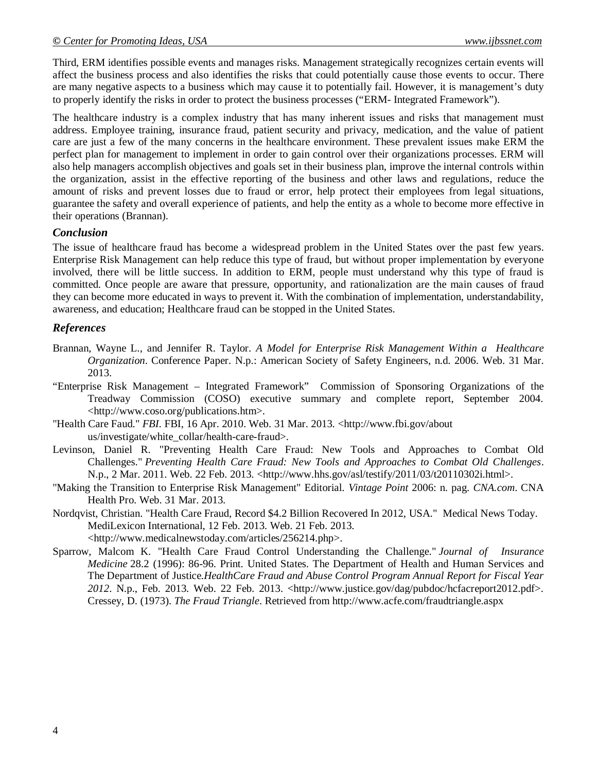Third, ERM identifies possible events and manages risks. Management strategically recognizes certain events will affect the business process and also identifies the risks that could potentially cause those events to occur. There are many negative aspects to a business which may cause it to potentially fail. However, it is management's duty to properly identify the risks in order to protect the business processes ("ERM- Integrated Framework").

The healthcare industry is a complex industry that has many inherent issues and risks that management must address. Employee training, insurance fraud, patient security and privacy, medication, and the value of patient care are just a few of the many concerns in the healthcare environment. These prevalent issues make ERM the perfect plan for management to implement in order to gain control over their organizations processes. ERM will also help managers accomplish objectives and goals set in their business plan, improve the internal controls within the organization, assist in the effective reporting of the business and other laws and regulations, reduce the amount of risks and prevent losses due to fraud or error, help protect their employees from legal situations, guarantee the safety and overall experience of patients, and help the entity as a whole to become more effective in their operations (Brannan).

## *Conclusion*

The issue of healthcare fraud has become a widespread problem in the United States over the past few years. Enterprise Risk Management can help reduce this type of fraud, but without proper implementation by everyone involved, there will be little success. In addition to ERM, people must understand why this type of fraud is committed. Once people are aware that pressure, opportunity, and rationalization are the main causes of fraud they can become more educated in ways to prevent it. With the combination of implementation, understandability, awareness, and education; Healthcare fraud can be stopped in the United States.

## *References*

Brannan, Wayne L., and Jennifer R. Taylor. *A Model for Enterprise Risk Management Within a Healthcare Organization*. Conference Paper. N.p.: American Society of Safety Engineers, n.d. 2006. Web. 31 Mar. 2013.

"Enterprise Risk Management – Integrated Framework" Commission of Sponsoring Organizations of the Treadway Commission (COSO) executive summary and complete report, September 2004. <http://www.coso.org/publications.htm>.

"Health Care Faud." *FBI*. FBI, 16 Apr. 2010. Web. 31 Mar. 2013. <http://www.fbi.gov/about us/investigate/white_collar/health-care-fraud>.

Levinson, Daniel R. "Preventing Health Care Fraud: New Tools and Approaches to Combat Old Challenges." *Preventing Health Care Fraud: New Tools and Approaches to Combat Old Challenges*. N.p., 2 Mar. 2011. Web. 22 Feb. 2013. <http://www.hhs.gov/asl/testify/2011/03/t20110302i.html>.

"Making the Transition to Enterprise Risk Management" Editorial. *Vintage Point* 2006: n. pag. *CNA.com*. CNA Health Pro. Web. 31 Mar. 2013.

Nordqvist, Christian. "Health Care Fraud, Record $4.2 Billion Recovered In 2012, USA." Medical News Today. MediLexicon International, 12 Feb. 2013. Web. 21 Feb. 2013. <http://www.medicalnewstoday.com/articles/256214.php>.

Sparrow, Malcom K. "Health Care Fraud Control Understanding the Challenge." *Journal of Insurance Medicine* 28.2 (1996): 86-96. Print. United States. The Department of Health and Human Services and The Department of Justice.*HealthCare Fraud and Abuse Control Program Annual Report for Fiscal Year 2012*. N.p., Feb. 2013. Web. 22 Feb. 2013. <http://www.justice.gov/dag/pubdoc/hcfacreport2012.pdf>. Cressey, D. (1973). *The Fraud Triangle*. Retrieved from http://www.acfe.com/fraudtriangle.aspx